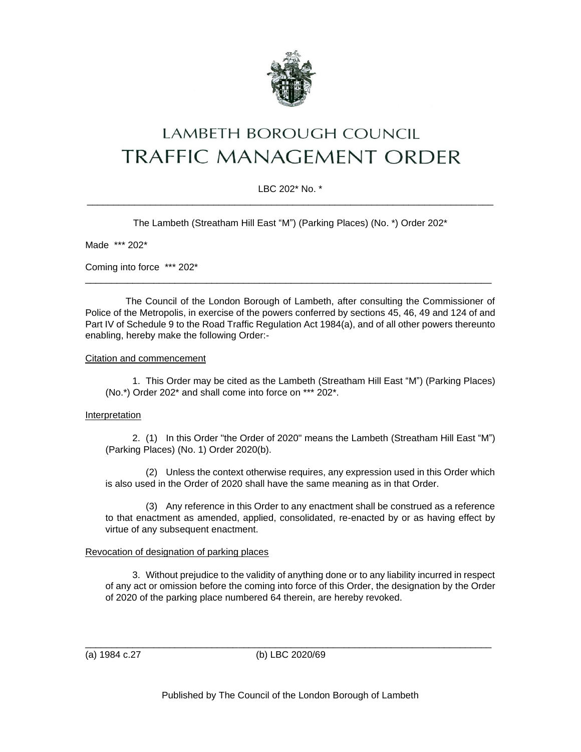# LAMBETH BOROUGH COUNCIL

# TRAFFIC MANAGEMENT ORDER

LBC 202* No. *

---

The Lambeth (Streatham Hill East "M") (Parking Places) (No. *) Order 202*

Made *** 202*

Coming into force *** 202*

---

The Council of the London Borough of Lambeth, after consulting the Commissioner of Police of the Metropolis, in exercise of the powers conferred by sections 45, 46, 49 and 124 of and Part IV of Schedule 9 to the Road Traffic Regulation Act 1984(a), and of all other powers thereunto enabling, hereby make the following Order:-

Citation and commencement

1. This Order may be cited as the Lambeth (Streatham Hill East "M") (Parking Places) (No.*) Order 202* and shall come into force on *** 202*.

Interpretation

2. (1) In this Order "the Order of 2020" means the Lambeth (Streatham Hill East "M") (Parking Places) (No. 1) Order 2020(b).

(2) Unless the context otherwise requires, any expression used in this Order which is also used in the Order of 2020 shall have the same meaning as in that Order.

(3) Any reference in this Order to any enactment shall be construed as a reference to that enactment as amended, applied, consolidated, re-enacted by or as having effect by virtue of any subsequent enactment.

Revocation of designation of parking places

3. Without prejudice to the validity of anything done or to any liability incurred in respect of any act or omission before the coming into force of this Order, the designation by the Order of 2020 of the parking place numbered 64 therein, are hereby revoked.

---

(a) 1984 c.27 (b) LBC 2020/69

Published by The Council of the London Borough of Lambeth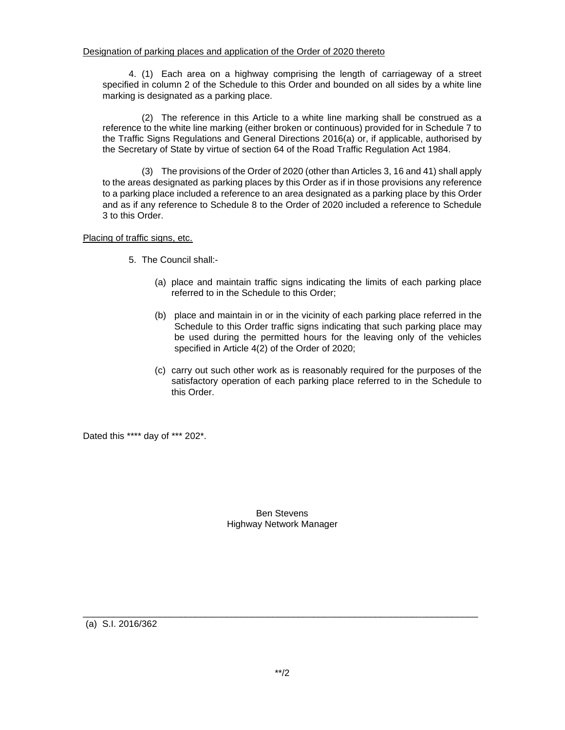<u>Designation of parking places and application of the Order of 2020 thereto</u>

4. (1) Each area on a highway comprising the length of carriageway of a street specified in column 2 of the Schedule to this Order and bounded on all sides by a white line marking is designated as a parking place.

(2) The reference in this Article to a white line marking shall be construed as a reference to the white line marking (either broken or continuous) provided for in Schedule 7 to the Traffic Signs Regulations and General Directions 2016(a) or, if applicable, authorised by the Secretary of State by virtue of section 64 of the Road Traffic Regulation Act 1984.

(3) The provisions of the Order of 2020 (other than Articles 3, 16 and 41) shall apply to the areas designated as parking places by this Order as if in those provisions any reference to a parking place included a reference to an area designated as a parking place by this Order and as if any reference to Schedule 8 to the Order of 2020 included a reference to Schedule 3 to this Order.

<u>Placing of traffic signs, etc.</u>

5. The Council shall:-

(a) place and maintain traffic signs indicating the limits of each parking place referred to in the Schedule to this Order;

(b) place and maintain in or in the vicinity of each parking place referred in the Schedule to this Order traffic signs indicating that such parking place may be used during the permitted hours for the leaving only of the vehicles specified in Article 4(2) of the Order of 2020;

(c) carry out such other work as is reasonably required for the purposes of the satisfactory operation of each parking place referred to in the Schedule to this Order.

Dated this **** day of *** 202*.

Ben Stevens
Highway Network Manager

---

(a) S.I. 2016/362

**/2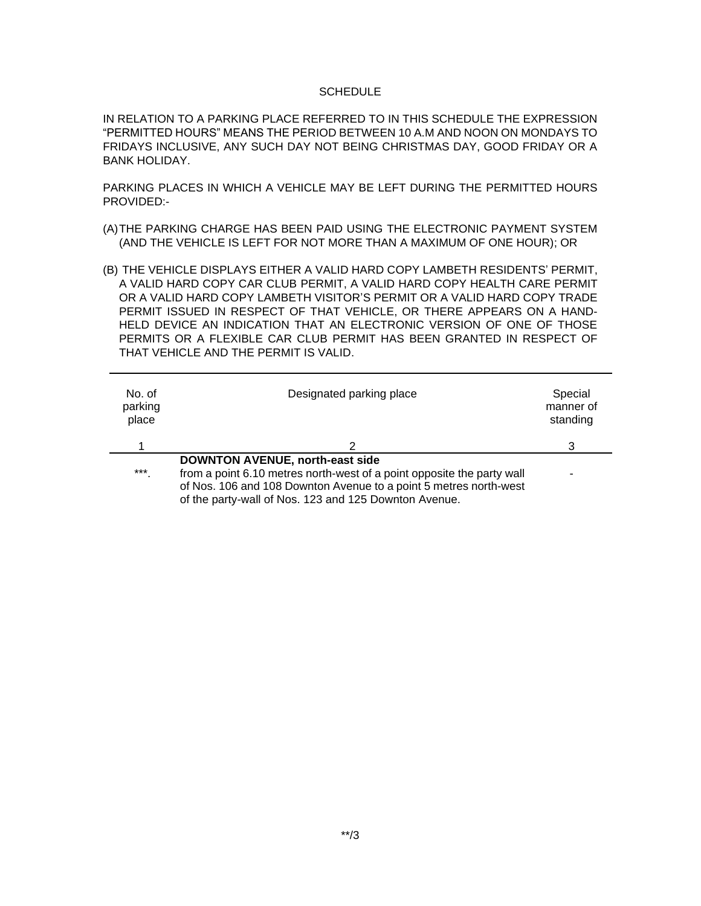SCHEDULE

IN RELATION TO A PARKING PLACE REFERRED TO IN THIS SCHEDULE THE EXPRESSION "PERMITTED HOURS" MEANS THE PERIOD BETWEEN 10 A.M AND NOON ON MONDAYS TO FRIDAYS INCLUSIVE, ANY SUCH DAY NOT BEING CHRISTMAS DAY, GOOD FRIDAY OR A BANK HOLIDAY.

PARKING PLACES IN WHICH A VEHICLE MAY BE LEFT DURING THE PERMITTED HOURS PROVIDED:-

(A) THE PARKING CHARGE HAS BEEN PAID USING THE ELECTRONIC PAYMENT SYSTEM (AND THE VEHICLE IS LEFT FOR NOT MORE THAN A MAXIMUM OF ONE HOUR); OR

(B) THE VEHICLE DISPLAYS EITHER A VALID HARD COPY LAMBETH RESIDENTS' PERMIT, A VALID HARD COPY CAR CLUB PERMIT, A VALID HARD COPY HEALTH CARE PERMIT OR A VALID HARD COPY LAMBETH VISITOR'S PERMIT OR A VALID HARD COPY TRADE PERMIT ISSUED IN RESPECT OF THAT VEHICLE, OR THERE APPEARS ON A HAND-HELD DEVICE AN INDICATION THAT AN ELECTRONIC VERSION OF ONE OF THOSE PERMITS OR A FLEXIBLE CAR CLUB PERMIT HAS BEEN GRANTED IN RESPECT OF THAT VEHICLE AND THE PERMIT IS VALID.

| No. of parking place | Designated parking place | Special manner of standing |
|---|---|---|
| 1 | 2 | 3 |
| ***. | **DOWNTON AVENUE, north-east side** from a point 6.10 metres north-west of a point opposite the party wall of Nos. 106 and 108 Downton Avenue to a point 5 metres north-west of the party-wall of Nos. 123 and 125 Downton Avenue. | - |